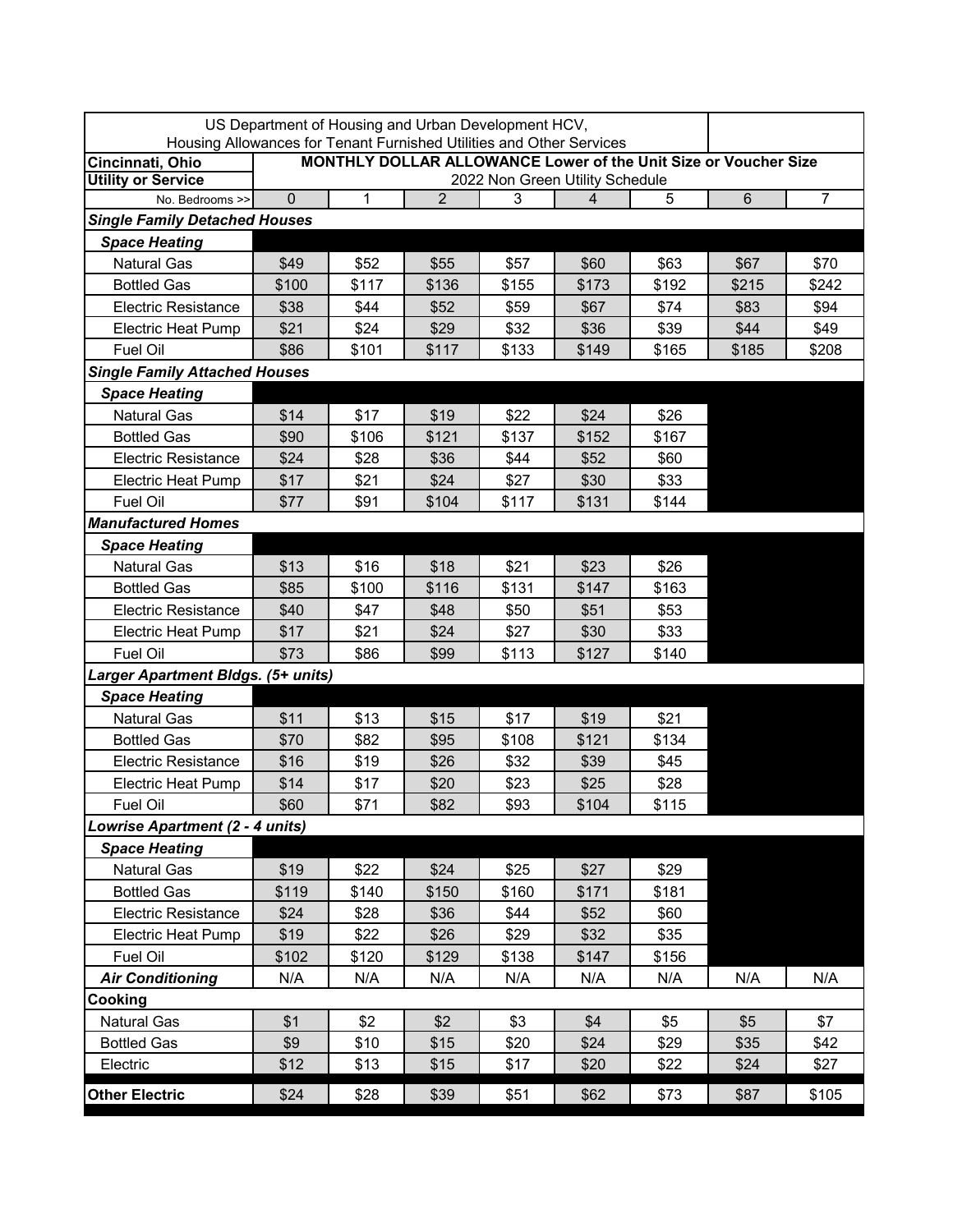| US Department of Housing and Urban Development HCV, Housing Allowances for Tenant Furnished Utilities and Other Services | | | | | | | | |
|---|---|---|---|---|---|---|---|---|
| **Cincinnati, Ohio** | **MONTHLY DOLLAR ALLOWANCE Lower of the Unit Size or Voucher Size** | | | | | | | |
| **Utility or Service** | 2022 Non Green Utility Schedule | | | | | | | |
| No. Bedrooms >> | 0 | 1 | 2 | 3 | 4 | 5 | 6 | 7 |
| ***Single Family Detached Houses*** | | | | | | | | |
| ***Space Heating*** | | | | | | | | |
| Natural Gas | $49 | $52 | $55 | $57 | $60 | $63 | $67 | $70 |
| Bottled Gas | $100 | $117 | $136 | $155 | $173 | $192 | $215 | $242 |
| Electric Resistance | $38 | $44 | $52 | $59 | $67 | $74 | $83 | $94 |
| Electric Heat Pump | $21 | $24 | $29 | $32 | $36 | $39 | $44 | $49 |
| Fuel Oil | $86 | $101 | $117 | $133 | $149 | $165 | $185 | $208 |
| ***Single Family Attached Houses*** | | | | | | | | |
| ***Space Heating*** | | | | | | | | |
| Natural Gas | $14 | $17 | $19 | $22 | $24 | $26 | | |
| Bottled Gas | $90 | $106 | $121 | $137 | $152 | $167 | | |
| Electric Resistance | $24 | $28 | $36 | $44 | $52 | $60 | | |
| Electric Heat Pump | $17 | $21 | $24 | $27 | $30 | $33 | | |
| Fuel Oil | $77 | $91 | $104 | $117 | $131 | $144 | | |
| ***Manufactured Homes*** | | | | | | | | |
| ***Space Heating*** | | | | | | | | |
| Natural Gas | $13 | $16 | $18 | $21 | $23 | $26 | | |
| Bottled Gas | $85 | $100 | $116 | $131 | $147 | $163 | | |
| Electric Resistance | $40 | $47 | $48 | $50 | $51 | $53 | | |
| Electric Heat Pump | $17 | $21 | $24 | $27 | $30 | $33 | | |
| Fuel Oil | $73 | $86 | $99 | $113 | $127 | $140 | | |
| ***Larger Apartment Bldgs. (5+ units)*** | | | | | | | | |
| ***Space Heating*** | | | | | | | | |
| Natural Gas | $11 | $13 | $15 | $17 | $19 | $21 | | |
| Bottled Gas | $70 | $82 | $95 | $108 | $121 | $134 | | |
| Electric Resistance | $16 | $19 | $26 | $32 | $39 | $45 | | |
| Electric Heat Pump | $14 | $17 | $20 | $23 | $25 | $28 | | |
| Fuel Oil | $60 | $71 | $82 | $93 | $104 | $115 | | |
| ***Lowrise Apartment (2 - 4 units)*** | | | | | | | | |
| ***Space Heating*** | | | | | | | | |
| Natural Gas | $19 | $22 | $24 | $25 | $27 | $29 | | |
| Bottled Gas | $119 | $140 | $150 | $160 | $171 | $181 | | |
| Electric Resistance | $24 | $28 | $36 | $44 | $52 | $60 | | |
| Electric Heat Pump | $19 | $22 | $26 | $29 | $32 | $35 | | |
| Fuel Oil | $102 | $120 | $129 | $138 | $147 | $156 | | |
| ***Air Conditioning*** | N/A | N/A | N/A | N/A | N/A | N/A | N/A | N/A |
| **Cooking** | | | | | | | | |
| Natural Gas | $1 | $2 | $2 | $3 | $4 | $5 | $5 | $7 |
| Bottled Gas | $9 | $10 | $15 | $20 | $24 | $29 | $35 | $42 |
| Electric | $12 | $13 | $15 | $17 | $20 | $22 | $24 | $27 |
| **Other Electric** | $24 | $28 | $39 | $51 | $62 | $73 | $87 | $105 |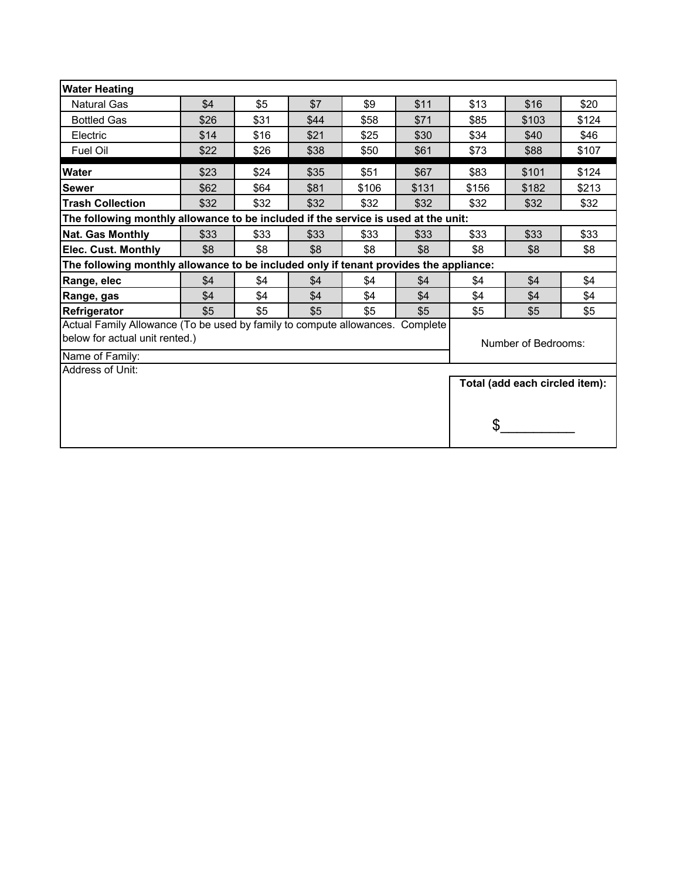| | | | | | | | | |
|---|---|---|---|---|---|---|---|---|
| **Water Heating** | | | | | | | | |
| Natural Gas | $4 | $5 | $7 | $9 | $11 | $13 | $16 | $20 |
| Bottled Gas | $26 | $31 | $44 | $58 | $71 | $85 | $103 | $124 |
| Electric | $14 | $16 | $21 | $25 | $30 | $34 | $40 | $46 |
| Fuel Oil | $22 | $26 | $38 | $50 | $61 | $73 | $88 | $107 |
| **Water** | $23 | $24 | $35 | $51 | $67 | $83 | $101 | $124 |
| **Sewer** | $62 | $64 | $81 | $106 | $131 | $156 | $182 | $213 |
| **Trash Collection** | $32 | $32 | $32 | $32 | $32 | $32 | $32 | $32 |
| **The following monthly allowance to be included if the service is used at the unit:** | | | | | | | | |
| **Nat. Gas Monthly** | $33 | $33 | $33 | $33 | $33 | $33 | $33 | $33 |
| **Elec. Cust. Monthly** | $8 | $8 | $8 | $8 | $8 | $8 | $8 | $8 |
| **The following monthly allowance to be included only if tenant provides the appliance:** | | | | | | | | |
| **Range, elec** | $4 | $4 | $4 | $4 | $4 | $4 | $4 | $4 |
| **Range, gas** | $4 | $4 | $4 | $4 | $4 | $4 | $4 | $4 |
| **Refrigerator** | $5 | $5 | $5 | $5 | $5 | $5 | $5 | $5 |

Actual Family Allowance (To be used by family to compute allowances. Complete below for actual unit rented.)

Number of Bedrooms:

Name of Family:

Address of Unit:

**Total (add each circled item):**

$__________